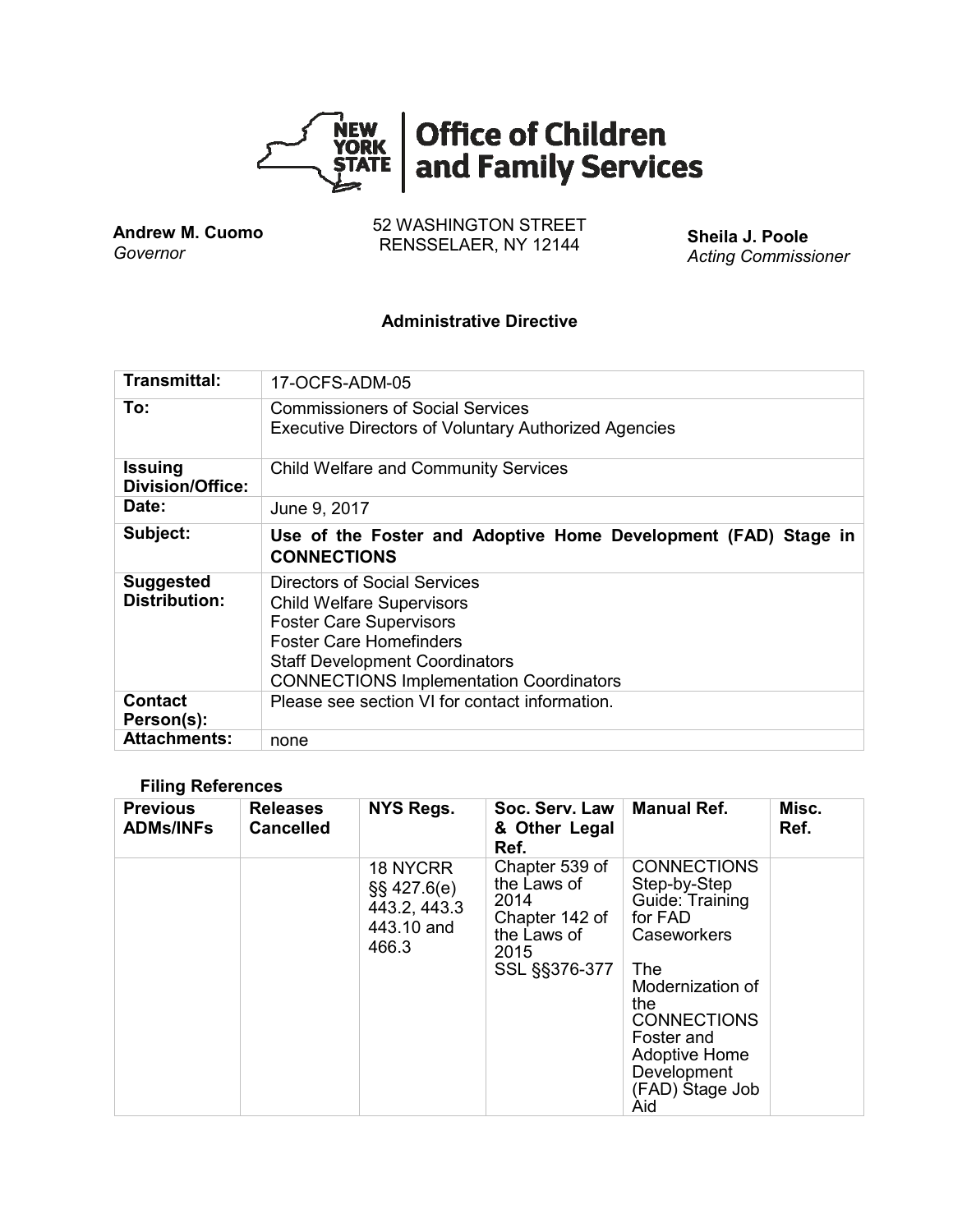**Office of Children and Family Services**

**Andrew M. Cuomo**
*Governor*

52 WASHINGTON STREET
RENSSELAER, NY 12144

**Sheila J. Poole**
*Acting Commissioner*

**Administrative Directive**

| | |
|---|---|
| **Transmittal:** | 17-OCFS-ADM-05 |
| **To:** | Commissioners of Social Services<br>Executive Directors of Voluntary Authorized Agencies |
| **Issuing Division/Office:** | Child Welfare and Community Services |
| **Date:** | June 9, 2017 |
| **Subject:** | **Use of the Foster and Adoptive Home Development (FAD) Stage in CONNECTIONS** |
| **Suggested Distribution:** | Directors of Social Services<br>Child Welfare Supervisors<br>Foster Care Supervisors<br>Foster Care Homefinders<br>Staff Development Coordinators<br>CONNECTIONS Implementation Coordinators |
| **Contact Person(s):** | Please see section VI for contact information. |
| **Attachments:** | none |

**Filing References**

| Previous ADMs/INFs | Releases Cancelled | NYS Regs. | Soc. Serv. Law & Other Legal Ref. | Manual Ref. | Misc. Ref. |
|---|---|---|---|---|---|
| | | 18 NYCRR §§ 427.6(e) 443.2, 443.3 443.10 and 466.3 | Chapter 539 of the Laws of 2014<br>Chapter 142 of the Laws of 2015<br>SSL §§376-377 | CONNECTIONS Step-by-Step Guide: Training for FAD Caseworkers<br><br>The Modernization of the CONNECTIONS Foster and Adoptive Home Development (FAD) Stage Job Aid | |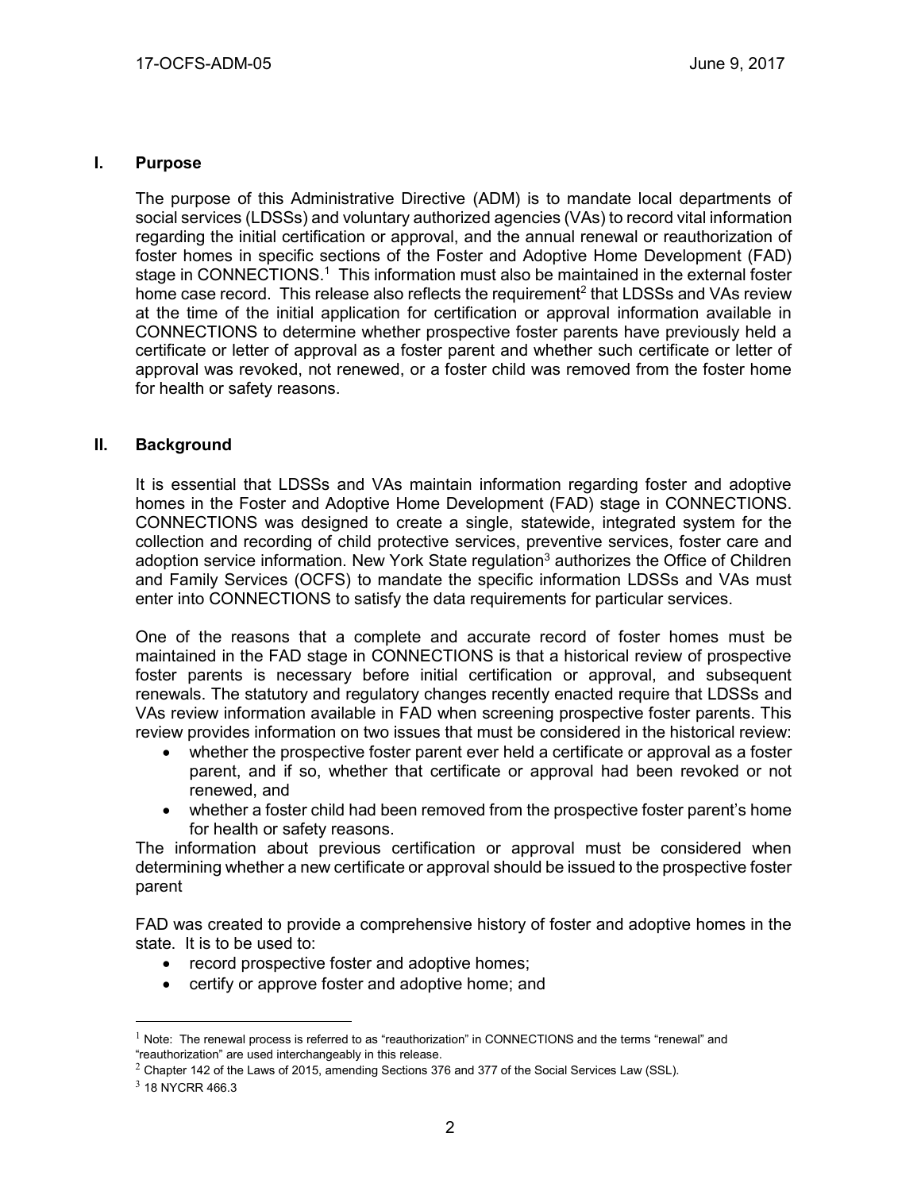## I. Purpose

The purpose of this Administrative Directive (ADM) is to mandate local departments of social services (LDSSs) and voluntary authorized agencies (VAs) to record vital information regarding the initial certification or approval, and the annual renewal or reauthorization of foster homes in specific sections of the Foster and Adoptive Home Development (FAD) stage in CONNECTIONS.[1] This information must also be maintained in the external foster home case record. This release also reflects the requirement[2] that LDSSs and VAs review at the time of the initial application for certification or approval information available in CONNECTIONS to determine whether prospective foster parents have previously held a certificate or letter of approval as a foster parent and whether such certificate or letter of approval was revoked, not renewed, or a foster child was removed from the foster home for health or safety reasons.

## II. Background

It is essential that LDSSs and VAs maintain information regarding foster and adoptive homes in the Foster and Adoptive Home Development (FAD) stage in CONNECTIONS. CONNECTIONS was designed to create a single, statewide, integrated system for the collection and recording of child protective services, preventive services, foster care and adoption service information. New York State regulation[3] authorizes the Office of Children and Family Services (OCFS) to mandate the specific information LDSSs and VAs must enter into CONNECTIONS to satisfy the data requirements for particular services.

One of the reasons that a complete and accurate record of foster homes must be maintained in the FAD stage in CONNECTIONS is that a historical review of prospective foster parents is necessary before initial certification or approval, and subsequent renewals. The statutory and regulatory changes recently enacted require that LDSSs and VAs review information available in FAD when screening prospective foster parents. This review provides information on two issues that must be considered in the historical review:

- whether the prospective foster parent ever held a certificate or approval as a foster parent, and if so, whether that certificate or approval had been revoked or not renewed, and
- whether a foster child had been removed from the prospective foster parent's home for health or safety reasons.

The information about previous certification or approval must be considered when determining whether a new certificate or approval should be issued to the prospective foster parent

FAD was created to provide a comprehensive history of foster and adoptive homes in the state. It is to be used to:

- record prospective foster and adoptive homes;
- certify or approve foster and adoptive home; and

---

[1] Note: The renewal process is referred to as "reauthorization" in CONNECTIONS and the terms "renewal" and "reauthorization" are used interchangeably in this release.

[2] Chapter 142 of the Laws of 2015, amending Sections 376 and 377 of the Social Services Law (SSL).

[3] 18 NYCRR 466.3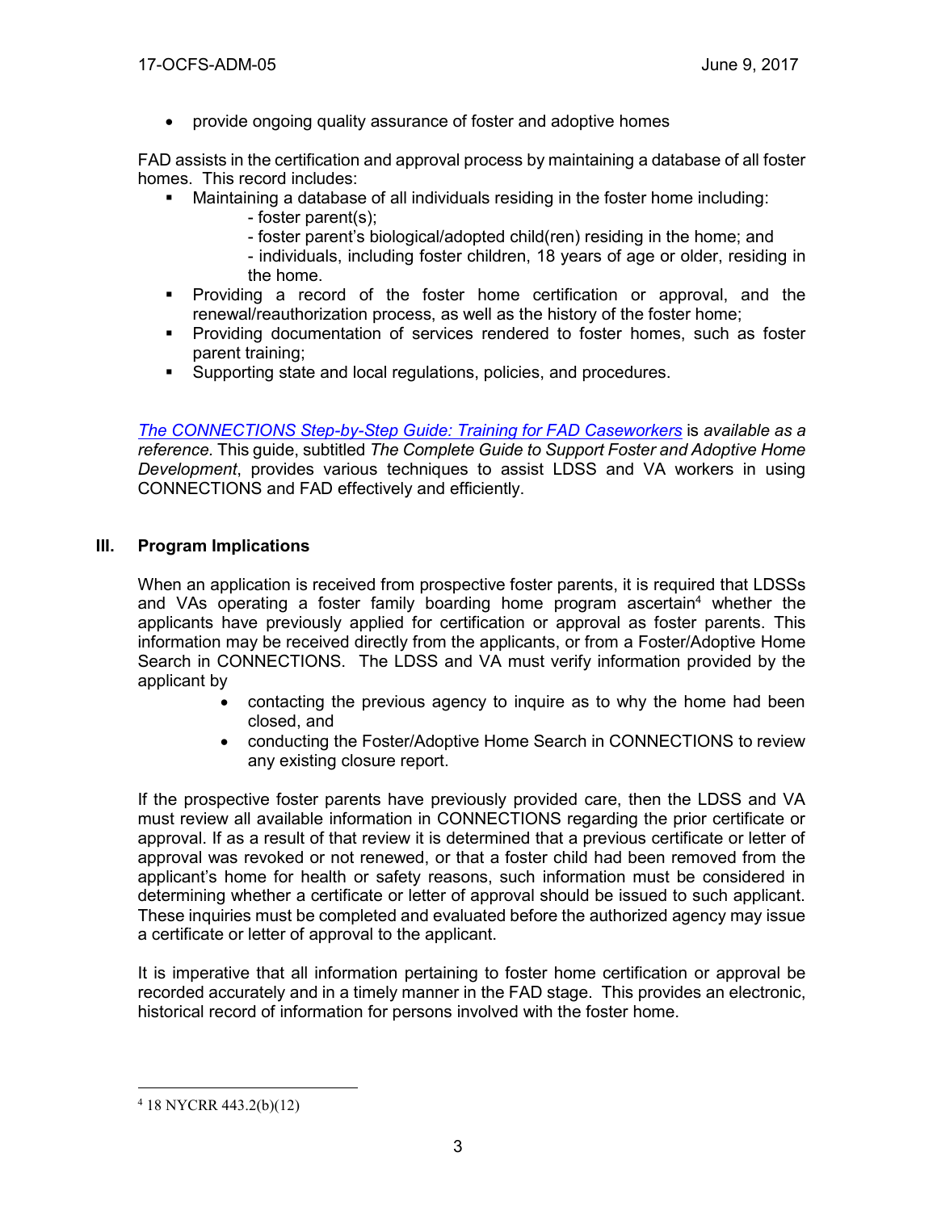- provide ongoing quality assurance of foster and adoptive homes

FAD assists in the certification and approval process by maintaining a database of all foster homes. This record includes:

- Maintaining a database of all individuals residing in the foster home including:
  - foster parent(s);
  - foster parent's biological/adopted child(ren) residing in the home; and
  - individuals, including foster children, 18 years of age or older, residing in the home.
- Providing a record of the foster home certification or approval, and the renewal/reauthorization process, as well as the history of the foster home;
- Providing documentation of services rendered to foster homes, such as foster parent training;
- Supporting state and local regulations, policies, and procedures.

*The CONNECTIONS Step-by-Step Guide: Training for FAD Caseworkers* is *available as a reference.* This guide, subtitled *The Complete Guide to Support Foster and Adoptive Home Development*, provides various techniques to assist LDSS and VA workers in using CONNECTIONS and FAD effectively and efficiently.

## III. Program Implications

When an application is received from prospective foster parents, it is required that LDSSs and VAs operating a foster family boarding home program ascertain[4] whether the applicants have previously applied for certification or approval as foster parents. This information may be received directly from the applicants, or from a Foster/Adoptive Home Search in CONNECTIONS. The LDSS and VA must verify information provided by the applicant by

- contacting the previous agency to inquire as to why the home had been closed, and
- conducting the Foster/Adoptive Home Search in CONNECTIONS to review any existing closure report.

If the prospective foster parents have previously provided care, then the LDSS and VA must review all available information in CONNECTIONS regarding the prior certificate or approval. If as a result of that review it is determined that a previous certificate or letter of approval was revoked or not renewed, or that a foster child had been removed from the applicant's home for health or safety reasons, such information must be considered in determining whether a certificate or letter of approval should be issued to such applicant. These inquiries must be completed and evaluated before the authorized agency may issue a certificate or letter of approval to the applicant.

It is imperative that all information pertaining to foster home certification or approval be recorded accurately and in a timely manner in the FAD stage. This provides an electronic, historical record of information for persons involved with the foster home.

---

[4] 18 NYCRR 443.2(b)(12)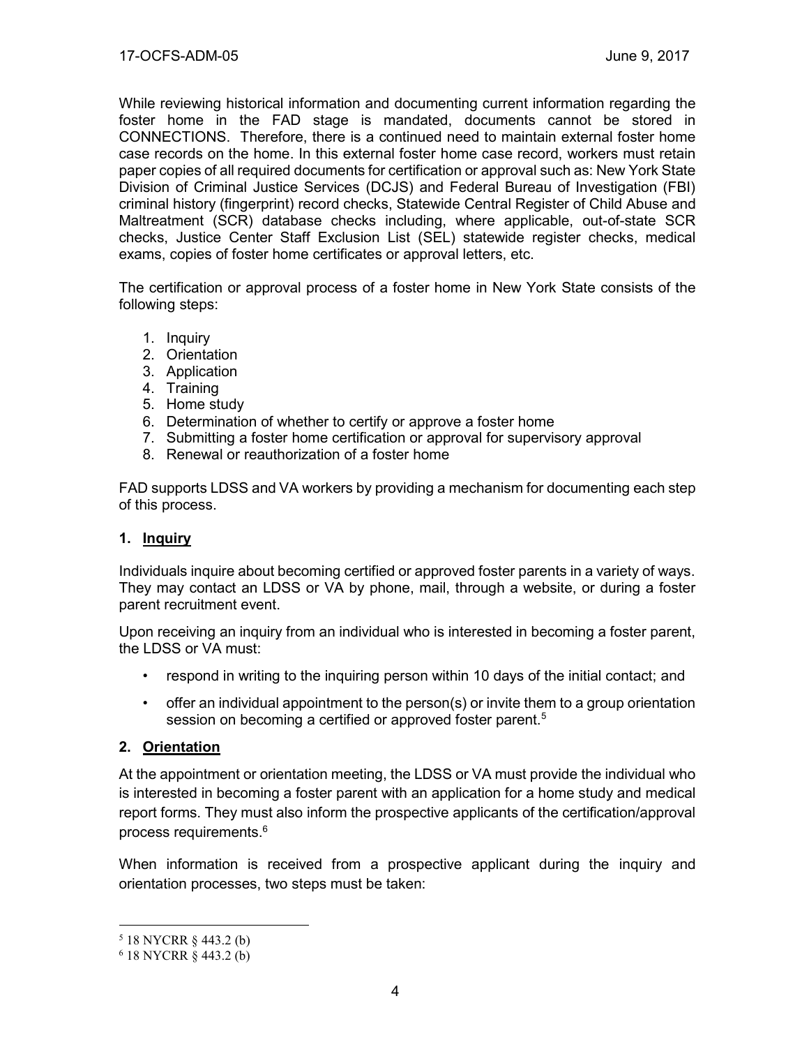While reviewing historical information and documenting current information regarding the foster home in the FAD stage is mandated, documents cannot be stored in CONNECTIONS. Therefore, there is a continued need to maintain external foster home case records on the home. In this external foster home case record, workers must retain paper copies of all required documents for certification or approval such as: New York State Division of Criminal Justice Services (DCJS) and Federal Bureau of Investigation (FBI) criminal history (fingerprint) record checks, Statewide Central Register of Child Abuse and Maltreatment (SCR) database checks including, where applicable, out-of-state SCR checks, Justice Center Staff Exclusion List (SEL) statewide register checks, medical exams, copies of foster home certificates or approval letters, etc.

The certification or approval process of a foster home in New York State consists of the following steps:

1. Inquiry
2. Orientation
3. Application
4. Training
5. Home study
6. Determination of whether to certify or approve a foster home
7. Submitting a foster home certification or approval for supervisory approval
8. Renewal or reauthorization of a foster home

FAD supports LDSS and VA workers by providing a mechanism for documenting each step of this process.

### 1. Inquiry

Individuals inquire about becoming certified or approved foster parents in a variety of ways. They may contact an LDSS or VA by phone, mail, through a website, or during a foster parent recruitment event.

Upon receiving an inquiry from an individual who is interested in becoming a foster parent, the LDSS or VA must:

- respond in writing to the inquiring person within 10 days of the initial contact; and
- offer an individual appointment to the person(s) or invite them to a group orientation session on becoming a certified or approved foster parent.[5]

### 2. Orientation

At the appointment or orientation meeting, the LDSS or VA must provide the individual who is interested in becoming a foster parent with an application for a home study and medical report forms. They must also inform the prospective applicants of the certification/approval process requirements.[6]

When information is received from a prospective applicant during the inquiry and orientation processes, two steps must be taken:

---

[5] 18 NYCRR § 443.2 (b)

[6] 18 NYCRR § 443.2 (b)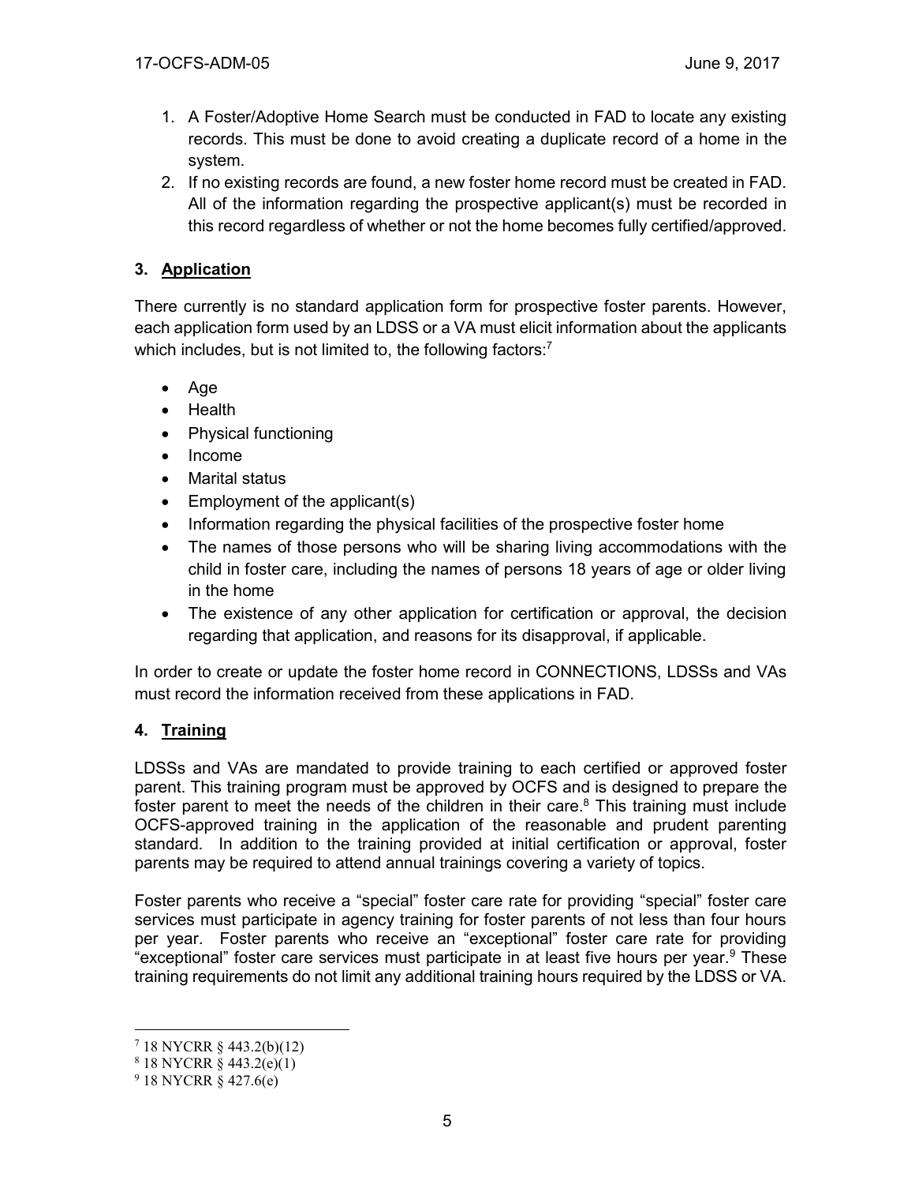1. A Foster/Adoptive Home Search must be conducted in FAD to locate any existing records. This must be done to avoid creating a duplicate record of a home in the system.
2. If no existing records are found, a new foster home record must be created in FAD. All of the information regarding the prospective applicant(s) must be recorded in this record regardless of whether or not the home becomes fully certified/approved.

### 3. Application

There currently is no standard application form for prospective foster parents. However, each application form used by an LDSS or a VA must elicit information about the applicants which includes, but is not limited to, the following factors:[7]

- Age
- Health
- Physical functioning
- Income
- Marital status
- Employment of the applicant(s)
- Information regarding the physical facilities of the prospective foster home
- The names of those persons who will be sharing living accommodations with the child in foster care, including the names of persons 18 years of age or older living in the home
- The existence of any other application for certification or approval, the decision regarding that application, and reasons for its disapproval, if applicable.

In order to create or update the foster home record in CONNECTIONS, LDSSs and VAs must record the information received from these applications in FAD.

### 4. Training

LDSSs and VAs are mandated to provide training to each certified or approved foster parent. This training program must be approved by OCFS and is designed to prepare the foster parent to meet the needs of the children in their care.[8] This training must include OCFS-approved training in the application of the reasonable and prudent parenting standard. In addition to the training provided at initial certification or approval, foster parents may be required to attend annual trainings covering a variety of topics.

Foster parents who receive a "special" foster care rate for providing "special" foster care services must participate in agency training for foster parents of not less than four hours per year. Foster parents who receive an "exceptional" foster care rate for providing "exceptional" foster care services must participate in at least five hours per year.[9] These training requirements do not limit any additional training hours required by the LDSS or VA.

---

[7] 18 NYCRR § 443.2(b)(12)
[8] 18 NYCRR § 443.2(e)(1)
[9] 18 NYCRR § 427.6(e)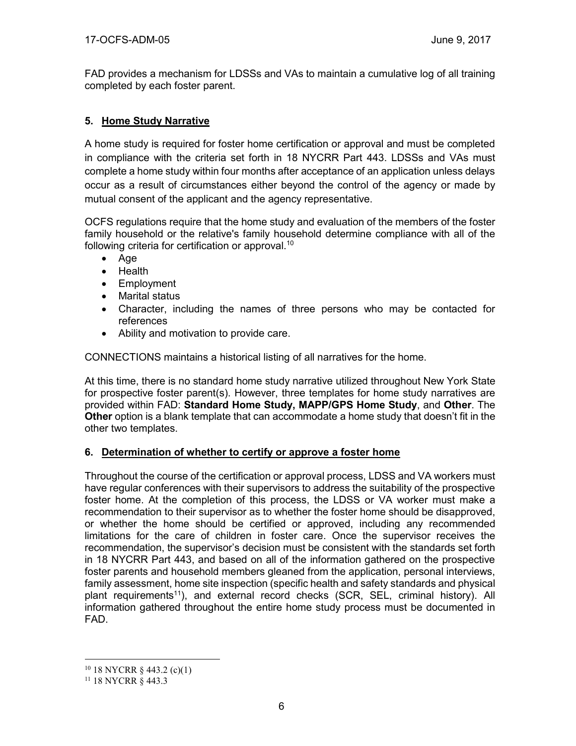FAD provides a mechanism for LDSSs and VAs to maintain a cumulative log of all training completed by each foster parent.

### 5. Home Study Narrative

A home study is required for foster home certification or approval and must be completed in compliance with the criteria set forth in 18 NYCRR Part 443. LDSSs and VAs must complete a home study within four months after acceptance of an application unless delays occur as a result of circumstances either beyond the control of the agency or made by mutual consent of the applicant and the agency representative.

OCFS regulations require that the home study and evaluation of the members of the foster family household or the relative's family household determine compliance with all of the following criteria for certification or approval.[10]

- Age
- Health
- Employment
- Marital status
- Character, including the names of three persons who may be contacted for references
- Ability and motivation to provide care.

CONNECTIONS maintains a historical listing of all narratives for the home.

At this time, there is no standard home study narrative utilized throughout New York State for prospective foster parent(s). However, three templates for home study narratives are provided within FAD: **Standard Home Study, MAPP/GPS Home Study**, and **Other**. The **Other** option is a blank template that can accommodate a home study that doesn't fit in the other two templates.

### 6. Determination of whether to certify or approve a foster home

Throughout the course of the certification or approval process, LDSS and VA workers must have regular conferences with their supervisors to address the suitability of the prospective foster home. At the completion of this process, the LDSS or VA worker must make a recommendation to their supervisor as to whether the foster home should be disapproved, or whether the home should be certified or approved, including any recommended limitations for the care of children in foster care. Once the supervisor receives the recommendation, the supervisor's decision must be consistent with the standards set forth in 18 NYCRR Part 443, and based on all of the information gathered on the prospective foster parents and household members gleaned from the application, personal interviews, family assessment, home site inspection (specific health and safety standards and physical plant requirements[11]), and external record checks (SCR, SEL, criminal history). All information gathered throughout the entire home study process must be documented in FAD.

---

[10] 18 NYCRR § 443.2 (c)(1)

[11] 18 NYCRR § 443.3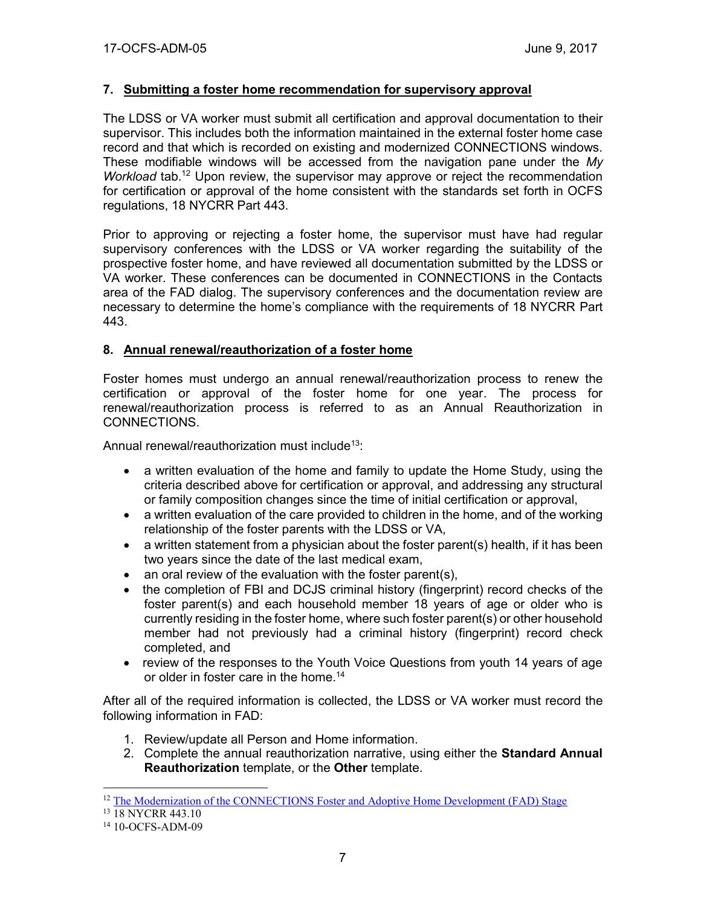### 7. Submitting a foster home recommendation for supervisory approval

The LDSS or VA worker must submit all certification and approval documentation to their supervisor. This includes both the information maintained in the external foster home case record and that which is recorded on existing and modernized CONNECTIONS windows. These modifiable windows will be accessed from the navigation pane under the *My Workload* tab.[12] Upon review, the supervisor may approve or reject the recommendation for certification or approval of the home consistent with the standards set forth in OCFS regulations, 18 NYCRR Part 443.

Prior to approving or rejecting a foster home, the supervisor must have had regular supervisory conferences with the LDSS or VA worker regarding the suitability of the prospective foster home, and have reviewed all documentation submitted by the LDSS or VA worker. These conferences can be documented in CONNECTIONS in the Contacts area of the FAD dialog. The supervisory conferences and the documentation review are necessary to determine the home's compliance with the requirements of 18 NYCRR Part 443.

### 8. Annual renewal/reauthorization of a foster home

Foster homes must undergo an annual renewal/reauthorization process to renew the certification or approval of the foster home for one year. The process for renewal/reauthorization process is referred to as an Annual Reauthorization in CONNECTIONS.

Annual renewal/reauthorization must include[13]:

- a written evaluation of the home and family to update the Home Study, using the criteria described above for certification or approval, and addressing any structural or family composition changes since the time of initial certification or approval,
- a written evaluation of the care provided to children in the home, and of the working relationship of the foster parents with the LDSS or VA,
- a written statement from a physician about the foster parent(s) health, if it has been two years since the date of the last medical exam,
- an oral review of the evaluation with the foster parent(s),
- the completion of FBI and DCJS criminal history (fingerprint) record checks of the foster parent(s) and each household member 18 years of age or older who is currently residing in the foster home, where such foster parent(s) or other household member had not previously had a criminal history (fingerprint) record check completed, and
- review of the responses to the Youth Voice Questions from youth 14 years of age or older in foster care in the home.[14]

After all of the required information is collected, the LDSS or VA worker must record the following information in FAD:

1. Review/update all Person and Home information.
2. Complete the annual reauthorization narrative, using either the **Standard Annual Reauthorization** template, or the **Other** template.

---

[12] The Modernization of the CONNECTIONS Foster and Adoptive Home Development (FAD) Stage

[13] 18 NYCRR 443.10

[14] 10-OCFS-ADM-09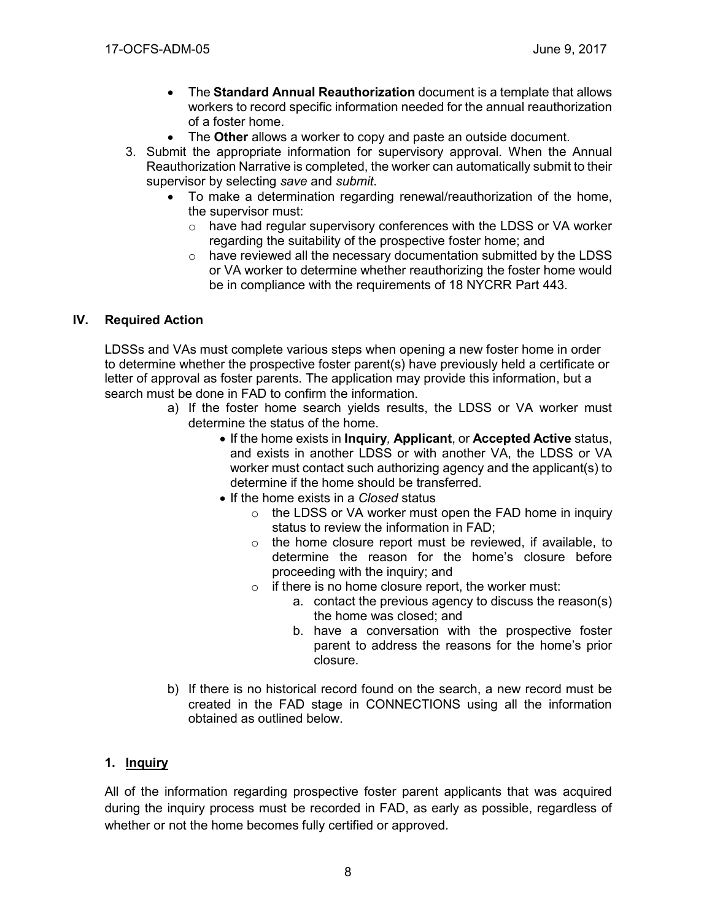- The **Standard Annual Reauthorization** document is a template that allows workers to record specific information needed for the annual reauthorization of a foster home.
- The **Other** allows a worker to copy and paste an outside document.

3. Submit the appropriate information for supervisory approval. When the Annual Reauthorization Narrative is completed, the worker can automatically submit to their supervisor by selecting *save* and *submit*.
   - To make a determination regarding renewal/reauthorization of the home, the supervisor must:
     - have had regular supervisory conferences with the LDSS or VA worker regarding the suitability of the prospective foster home; and
     - have reviewed all the necessary documentation submitted by the LDSS or VA worker to determine whether reauthorizing the foster home would be in compliance with the requirements of 18 NYCRR Part 443.

## IV. Required Action

LDSSs and VAs must complete various steps when opening a new foster home in order to determine whether the prospective foster parent(s) have previously held a certificate or letter of approval as foster parents. The application may provide this information, but a search must be done in FAD to confirm the information.

a) If the foster home search yields results, the LDSS or VA worker must determine the status of the home.
   - If the home exists in **Inquiry***,* **Applicant**, or **Accepted Active** status, and exists in another LDSS or with another VA, the LDSS or VA worker must contact such authorizing agency and the applicant(s) to determine if the home should be transferred.
   - If the home exists in a *Closed* status
     - the LDSS or VA worker must open the FAD home in inquiry status to review the information in FAD;
     - the home closure report must be reviewed, if available, to determine the reason for the home's closure before proceeding with the inquiry; and
     - if there is no home closure report, the worker must:
       a. contact the previous agency to discuss the reason(s) the home was closed; and
       b. have a conversation with the prospective foster parent to address the reasons for the home's prior closure.

b) If there is no historical record found on the search, a new record must be created in the FAD stage in CONNECTIONS using all the information obtained as outlined below.

### 1. Inquiry

All of the information regarding prospective foster parent applicants that was acquired during the inquiry process must be recorded in FAD, as early as possible, regardless of whether or not the home becomes fully certified or approved.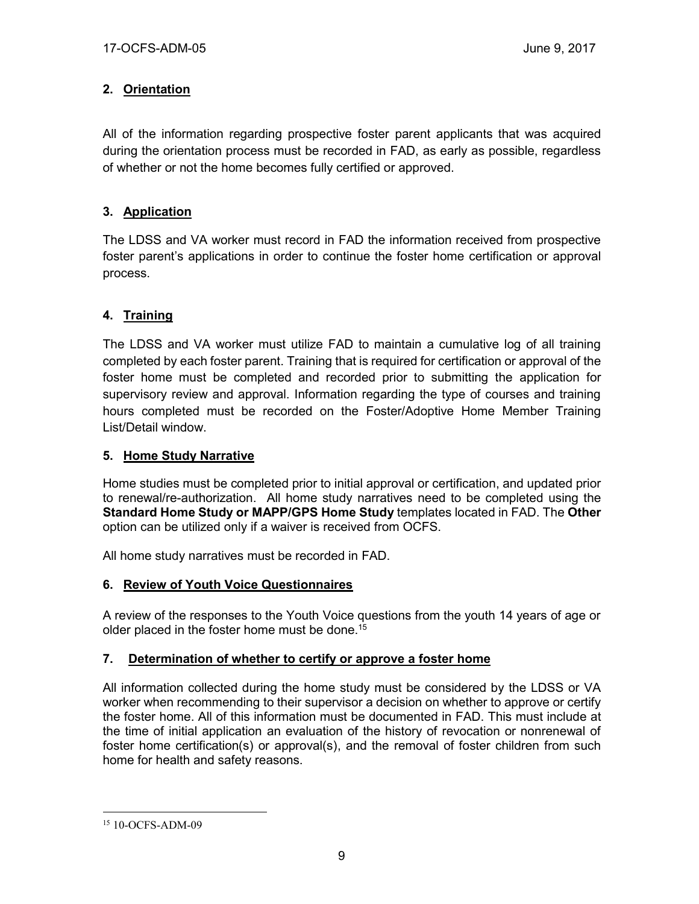## 2. Orientation

All of the information regarding prospective foster parent applicants that was acquired during the orientation process must be recorded in FAD, as early as possible, regardless of whether or not the home becomes fully certified or approved.

## 3. Application

The LDSS and VA worker must record in FAD the information received from prospective foster parent's applications in order to continue the foster home certification or approval process.

## 4. Training

The LDSS and VA worker must utilize FAD to maintain a cumulative log of all training completed by each foster parent. Training that is required for certification or approval of the foster home must be completed and recorded prior to submitting the application for supervisory review and approval. Information regarding the type of courses and training hours completed must be recorded on the Foster/Adoptive Home Member Training List/Detail window.

## 5. Home Study Narrative

Home studies must be completed prior to initial approval or certification, and updated prior to renewal/re-authorization. All home study narratives need to be completed using the **Standard Home Study or MAPP/GPS Home Study** templates located in FAD. The **Other** option can be utilized only if a waiver is received from OCFS.

All home study narratives must be recorded in FAD.

## 6. Review of Youth Voice Questionnaires

A review of the responses to the Youth Voice questions from the youth 14 years of age or older placed in the foster home must be done.[15]

## 7. Determination of whether to certify or approve a foster home

All information collected during the home study must be considered by the LDSS or VA worker when recommending to their supervisor a decision on whether to approve or certify the foster home. All of this information must be documented in FAD. This must include at the time of initial application an evaluation of the history of revocation or nonrenewal of foster home certification(s) or approval(s), and the removal of foster children from such home for health and safety reasons.

---

[15] 10-OCFS-ADM-09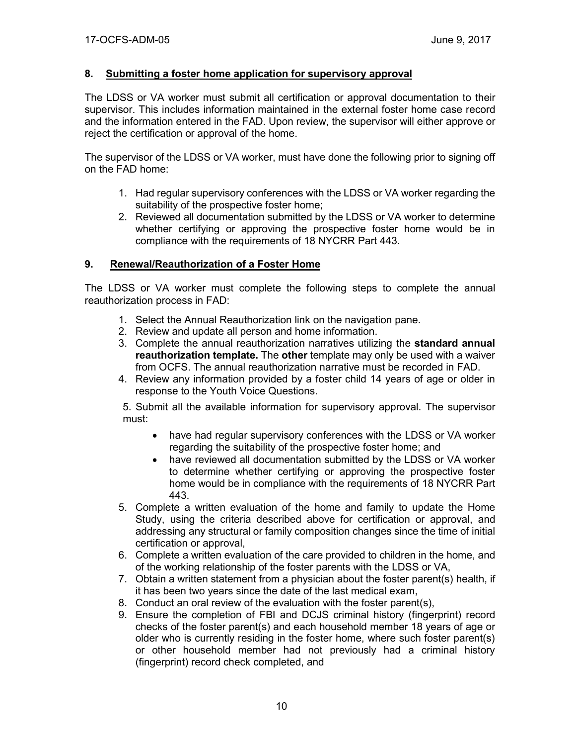### 8. Submitting a foster home application for supervisory approval

The LDSS or VA worker must submit all certification or approval documentation to their supervisor. This includes information maintained in the external foster home case record and the information entered in the FAD. Upon review, the supervisor will either approve or reject the certification or approval of the home.

The supervisor of the LDSS or VA worker, must have done the following prior to signing off on the FAD home:

1. Had regular supervisory conferences with the LDSS or VA worker regarding the suitability of the prospective foster home;
2. Reviewed all documentation submitted by the LDSS or VA worker to determine whether certifying or approving the prospective foster home would be in compliance with the requirements of 18 NYCRR Part 443.

### 9. Renewal/Reauthorization of a Foster Home

The LDSS or VA worker must complete the following steps to complete the annual reauthorization process in FAD:

1. Select the Annual Reauthorization link on the navigation pane.
2. Review and update all person and home information.
3. Complete the annual reauthorization narratives utilizing the **standard annual reauthorization template.** The **other** template may only be used with a waiver from OCFS. The annual reauthorization narrative must be recorded in FAD.
4. Review any information provided by a foster child 14 years of age or older in response to the Youth Voice Questions.

5. Submit all the available information for supervisory approval. The supervisor must:

   - have had regular supervisory conferences with the LDSS or VA worker regarding the suitability of the prospective foster home; and
   - have reviewed all documentation submitted by the LDSS or VA worker to determine whether certifying or approving the prospective foster home would be in compliance with the requirements of 18 NYCRR Part 443.

5. Complete a written evaluation of the home and family to update the Home Study, using the criteria described above for certification or approval, and addressing any structural or family composition changes since the time of initial certification or approval,
6. Complete a written evaluation of the care provided to children in the home, and of the working relationship of the foster parents with the LDSS or VA,
7. Obtain a written statement from a physician about the foster parent(s) health, if it has been two years since the date of the last medical exam,
8. Conduct an oral review of the evaluation with the foster parent(s),
9. Ensure the completion of FBI and DCJS criminal history (fingerprint) record checks of the foster parent(s) and each household member 18 years of age or older who is currently residing in the foster home, where such foster parent(s) or other household member had not previously had a criminal history (fingerprint) record check completed, and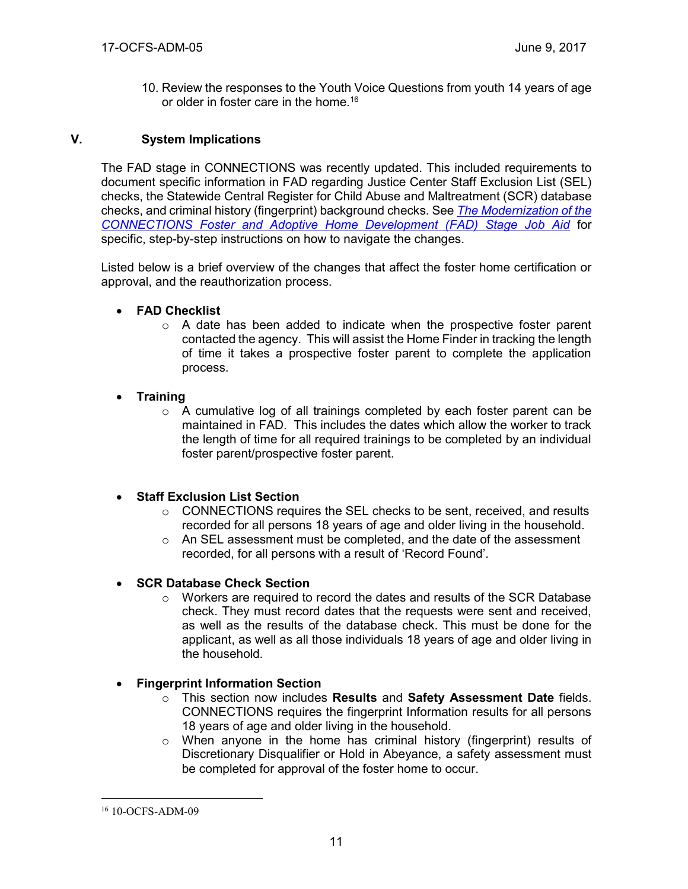10. Review the responses to the Youth Voice Questions from youth 14 years of age or older in foster care in the home.[16]

## V. System Implications

The FAD stage in CONNECTIONS was recently updated. This included requirements to document specific information in FAD regarding Justice Center Staff Exclusion List (SEL) checks, the Statewide Central Register for Child Abuse and Maltreatment (SCR) database checks, and criminal history (fingerprint) background checks. See *The Modernization of the CONNECTIONS Foster and Adoptive Home Development (FAD) Stage Job Aid* for specific, step-by-step instructions on how to navigate the changes.

Listed below is a brief overview of the changes that affect the foster home certification or approval, and the reauthorization process.

- **FAD Checklist**
  - A date has been added to indicate when the prospective foster parent contacted the agency. This will assist the Home Finder in tracking the length of time it takes a prospective foster parent to complete the application process.

- **Training**
  - A cumulative log of all trainings completed by each foster parent can be maintained in FAD. This includes the dates which allow the worker to track the length of time for all required trainings to be completed by an individual foster parent/prospective foster parent.

- **Staff Exclusion List Section**
  - CONNECTIONS requires the SEL checks to be sent, received, and results recorded for all persons 18 years of age and older living in the household.
  - An SEL assessment must be completed, and the date of the assessment recorded, for all persons with a result of 'Record Found'.

- **SCR Database Check Section**
  - Workers are required to record the dates and results of the SCR Database check. They must record dates that the requests were sent and received, as well as the results of the database check. This must be done for the applicant, as well as all those individuals 18 years of age and older living in the household.

- **Fingerprint Information Section**
  - This section now includes **Results** and **Safety Assessment Date** fields. CONNECTIONS requires the fingerprint Information results for all persons 18 years of age and older living in the household.
  - When anyone in the home has criminal history (fingerprint) results of Discretionary Disqualifier or Hold in Abeyance, a safety assessment must be completed for approval of the foster home to occur.

---

[16] 10-OCFS-ADM-09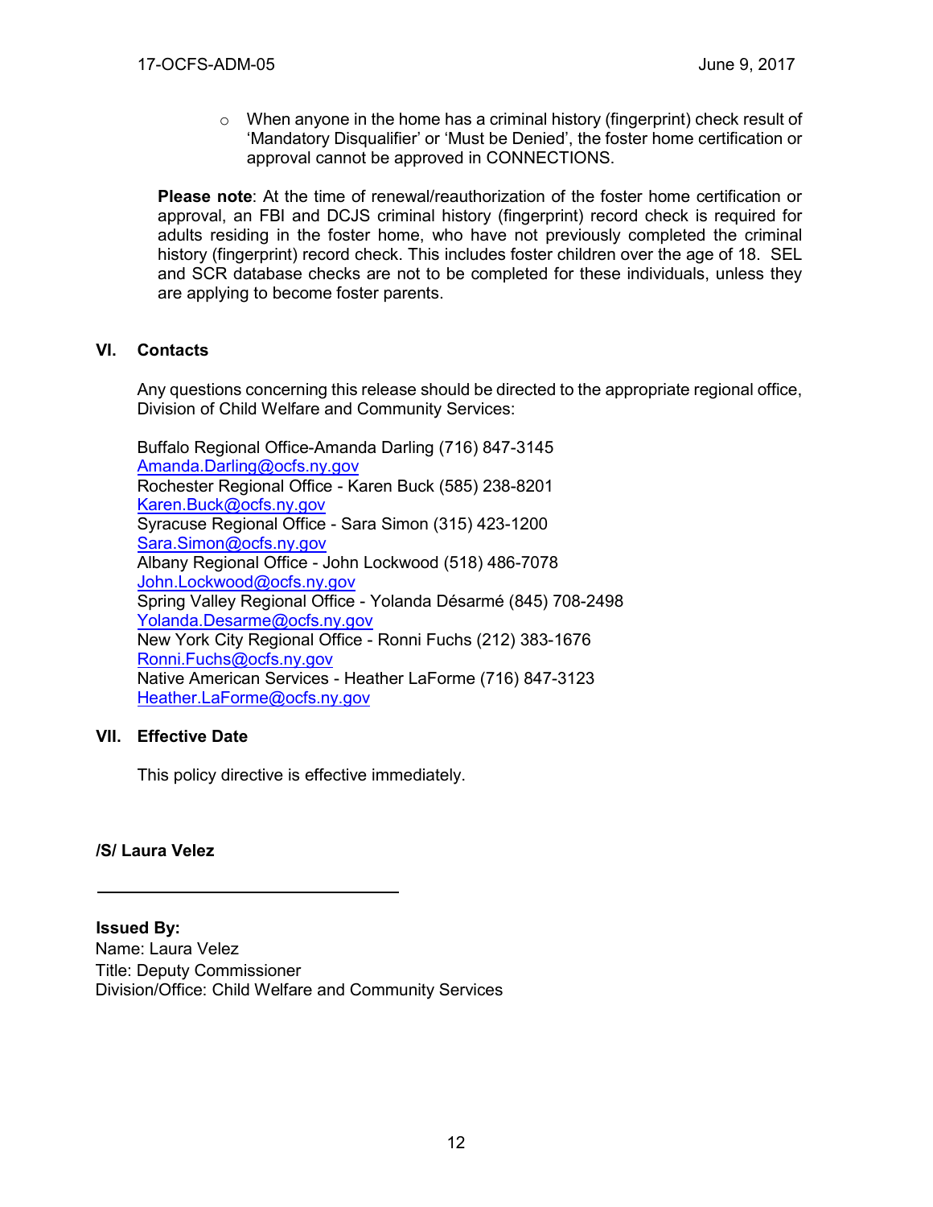- When anyone in the home has a criminal history (fingerprint) check result of 'Mandatory Disqualifier' or 'Must be Denied', the foster home certification or approval cannot be approved in CONNECTIONS.

**Please note**: At the time of renewal/reauthorization of the foster home certification or approval, an FBI and DCJS criminal history (fingerprint) record check is required for adults residing in the foster home, who have not previously completed the criminal history (fingerprint) record check. This includes foster children over the age of 18. SEL and SCR database checks are not to be completed for these individuals, unless they are applying to become foster parents.

## VI. Contacts

Any questions concerning this release should be directed to the appropriate regional office, Division of Child Welfare and Community Services:

Buffalo Regional Office-Amanda Darling (716) 847-3145
Amanda.Darling@ocfs.ny.gov
Rochester Regional Office - Karen Buck (585) 238-8201
Karen.Buck@ocfs.ny.gov
Syracuse Regional Office - Sara Simon (315) 423-1200
Sara.Simon@ocfs.ny.gov
Albany Regional Office - John Lockwood (518) 486-7078
John.Lockwood@ocfs.ny.gov
Spring Valley Regional Office - Yolanda Désarmé (845) 708-2498
Yolanda.Desarme@ocfs.ny.gov
New York City Regional Office - Ronni Fuchs (212) 383-1676
Ronni.Fuchs@ocfs.ny.gov
Native American Services - Heather LaForme (716) 847-3123
Heather.LaForme@ocfs.ny.gov

## VII. Effective Date

This policy directive is effective immediately.

**/S/ Laura Velez**

---

**Issued By:**
Name: Laura Velez
Title: Deputy Commissioner
Division/Office: Child Welfare and Community Services